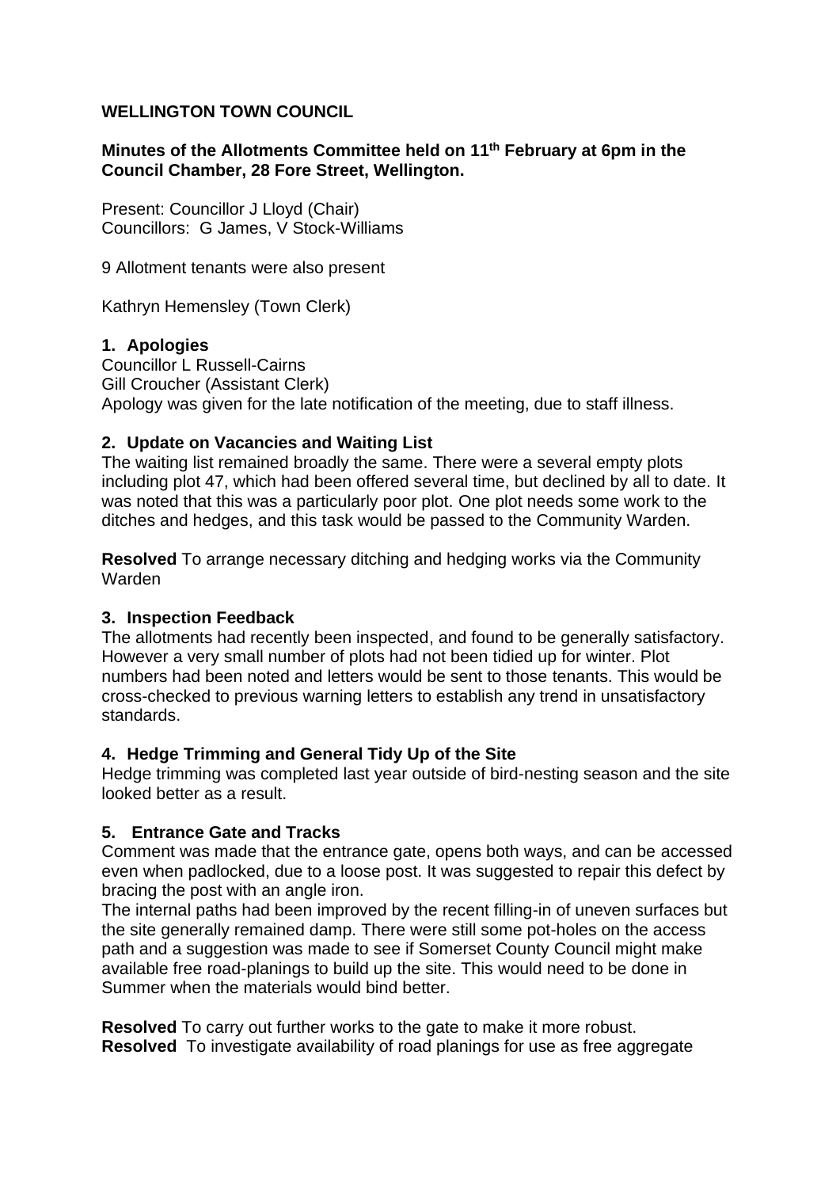**WELLINGTON TOWN COUNCIL**

**Minutes of the Allotments Committee held on 11th February at 6pm in the Council Chamber, 28 Fore Street, Wellington.**

Present: Councillor J Lloyd (Chair)
Councillors: G James, V Stock-Williams

9 Allotment tenants were also present

Kathryn Hemensley (Town Clerk)

**1. Apologies**

Councillor L Russell-Cairns
Gill Croucher (Assistant Clerk)
Apology was given for the late notification of the meeting, due to staff illness.

**2. Update on Vacancies and Waiting List**

The waiting list remained broadly the same. There were a several empty plots including plot 47, which had been offered several time, but declined by all to date. It was noted that this was a particularly poor plot. One plot needs some work to the ditches and hedges, and this task would be passed to the Community Warden.

**Resolved** To arrange necessary ditching and hedging works via the Community Warden

**3. Inspection Feedback**

The allotments had recently been inspected, and found to be generally satisfactory. However a very small number of plots had not been tidied up for winter. Plot numbers had been noted and letters would be sent to those tenants. This would be cross-checked to previous warning letters to establish any trend in unsatisfactory standards.

**4. Hedge Trimming and General Tidy Up of the Site**

Hedge trimming was completed last year outside of bird-nesting season and the site looked better as a result.

**5. Entrance Gate and Tracks**

Comment was made that the entrance gate, opens both ways, and can be accessed even when padlocked, due to a loose post. It was suggested to repair this defect by bracing the post with an angle iron.

The internal paths had been improved by the recent filling-in of uneven surfaces but the site generally remained damp. There were still some pot-holes on the access path and a suggestion was made to see if Somerset County Council might make available free road-planings to build up the site. This would need to be done in Summer when the materials would bind better.

**Resolved** To carry out further works to the gate to make it more robust.
**Resolved** To investigate availability of road planings for use as free aggregate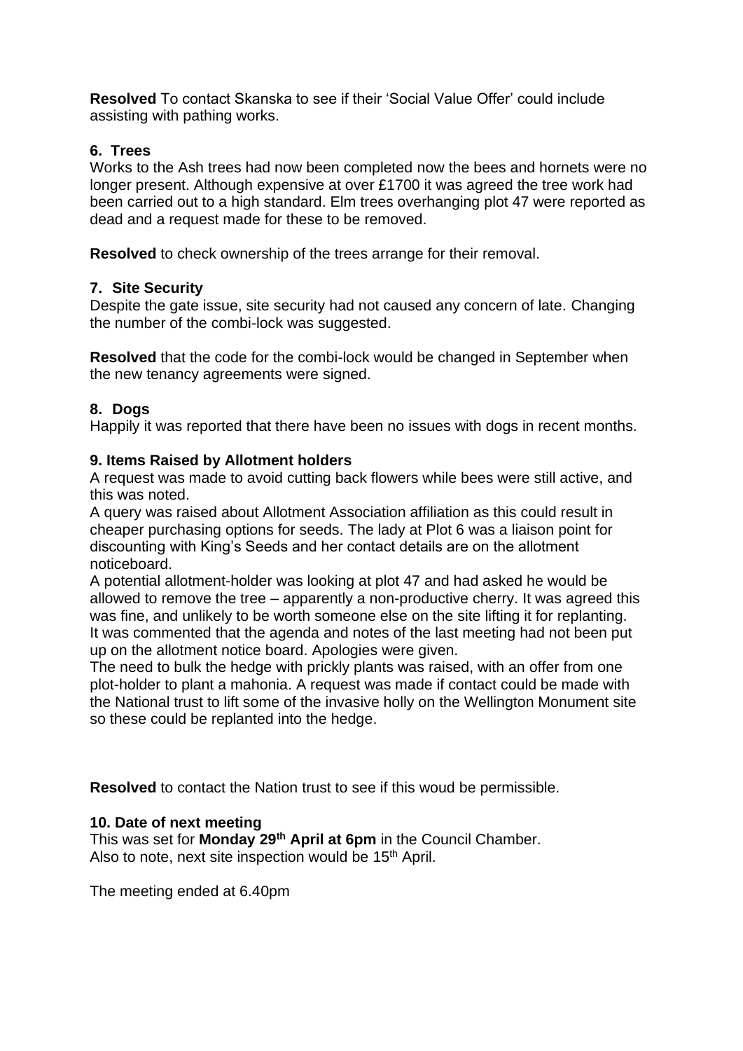**Resolved** To contact Skanska to see if their 'Social Value Offer' could include assisting with pathing works.

**6. Trees**

Works to the Ash trees had now been completed now the bees and hornets were no longer present. Although expensive at over £1700 it was agreed the tree work had been carried out to a high standard. Elm trees overhanging plot 47 were reported as dead and a request made for these to be removed.

**Resolved** to check ownership of the trees arrange for their removal.

**7. Site Security**

Despite the gate issue, site security had not caused any concern of late. Changing the number of the combi-lock was suggested.

**Resolved** that the code for the combi-lock would be changed in September when the new tenancy agreements were signed.

**8. Dogs**

Happily it was reported that there have been no issues with dogs in recent months.

**9. Items Raised by Allotment holders**

A request was made to avoid cutting back flowers while bees were still active, and this was noted.

A query was raised about Allotment Association affiliation as this could result in cheaper purchasing options for seeds. The lady at Plot 6 was a liaison point for discounting with King's Seeds and her contact details are on the allotment noticeboard.

A potential allotment-holder was looking at plot 47 and had asked he would be allowed to remove the tree – apparently a non-productive cherry. It was agreed this was fine, and unlikely to be worth someone else on the site lifting it for replanting.

It was commented that the agenda and notes of the last meeting had not been put up on the allotment notice board. Apologies were given.

The need to bulk the hedge with prickly plants was raised, with an offer from one plot-holder to plant a mahonia. A request was made if contact could be made with the National trust to lift some of the invasive holly on the Wellington Monument site so these could be replanted into the hedge.

**Resolved** to contact the Nation trust to see if this woud be permissible.

**10. Date of next meeting**

This was set for **Monday 29th April at 6pm** in the Council Chamber.
Also to note, next site inspection would be 15th April.

The meeting ended at 6.40pm